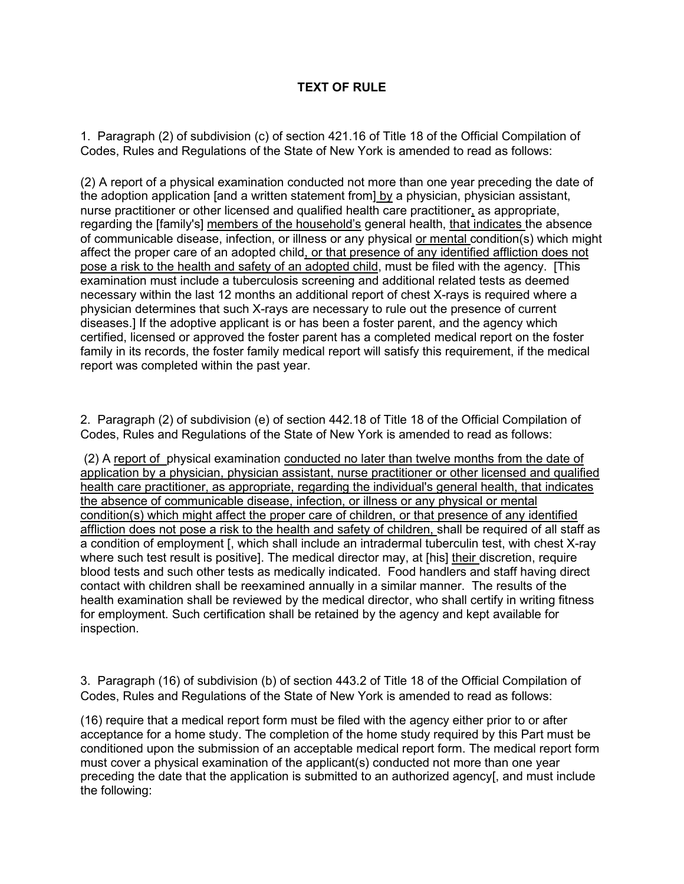## TEXT OF RULE

1. Paragraph (2) of subdivision (c) of section 421.16 of Title 18 of the Official Compilation of Codes, Rules and Regulations of the State of New York is amended to read as follows:

(2) A report of a physical examination conducted not more than one year preceding the date of the adoption application [and a written statement from] by a physician, physician assistant, nurse practitioner or other licensed and qualified health care practitioner, as appropriate, regarding the [family's] members of the household's general health, that indicates the absence of communicable disease, infection, or illness or any physical or mental condition(s) which might affect the proper care of an adopted child, or that presence of any identified affliction does not pose a risk to the health and safety of an adopted child, must be filed with the agency. [This examination must include a tuberculosis screening and additional related tests as deemed necessary within the last 12 months an additional report of chest X-rays is required where a physician determines that such X-rays are necessary to rule out the presence of current diseases.] If the adoptive applicant is or has been a foster parent, and the agency which certified, licensed or approved the foster parent has a completed medical report on the foster family in its records, the foster family medical report will satisfy this requirement, if the medical report was completed within the past year.

2. Paragraph (2) of subdivision (e) of section 442.18 of Title 18 of the Official Compilation of Codes, Rules and Regulations of the State of New York is amended to read as follows:

(2) A report of physical examination conducted no later than twelve months from the date of application by a physician, physician assistant, nurse practitioner or other licensed and qualified health care practitioner, as appropriate, regarding the individual's general health, that indicates the absence of communicable disease, infection, or illness or any physical or mental condition(s) which might affect the proper care of children, or that presence of any identified affliction does not pose a risk to the health and safety of children, shall be required of all staff as a condition of employment [, which shall include an intradermal tuberculin test, with chest X-ray where such test result is positive]. The medical director may, at [his] their discretion, require blood tests and such other tests as medically indicated. Food handlers and staff having direct contact with children shall be reexamined annually in a similar manner. The results of the health examination shall be reviewed by the medical director, who shall certify in writing fitness for employment. Such certification shall be retained by the agency and kept available for inspection.

3. Paragraph (16) of subdivision (b) of section 443.2 of Title 18 of the Official Compilation of Codes, Rules and Regulations of the State of New York is amended to read as follows:

(16) require that a medical report form must be filed with the agency either prior to or after acceptance for a home study. The completion of the home study required by this Part must be conditioned upon the submission of an acceptable medical report form. The medical report form must cover a physical examination of the applicant(s) conducted not more than one year preceding the date that the application is submitted to an authorized agency[, and must include the following: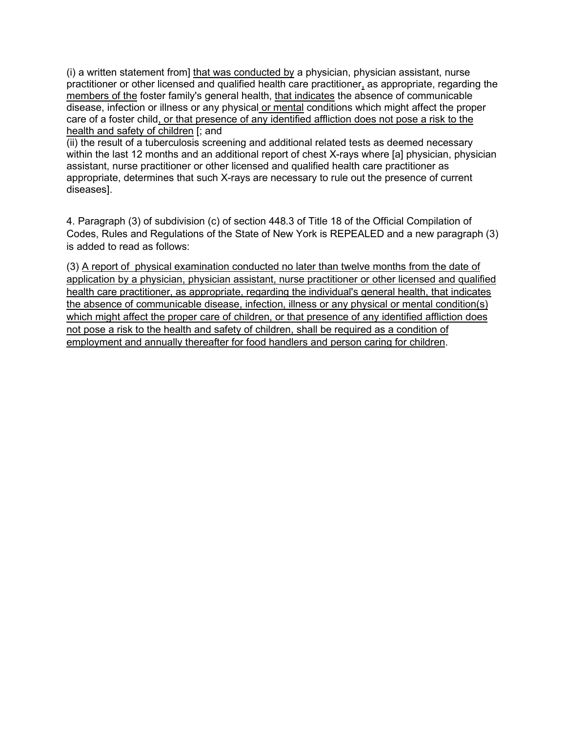(i) a written statement from] <u>that was conducted by</u> a physician, physician assistant, nurse practitioner or other licensed and qualified health care practitioner<u>,</u> as appropriate, regarding the <u>members of the</u> foster family's general health, <u>that indicates</u> the absence of communicable disease, infection or illness or any physical <u>or mental</u> conditions which might affect the proper care of a foster child<u>, or that presence of any identified affliction does not pose a risk to the health and safety of children</u> [; and

(ii) the result of a tuberculosis screening and additional related tests as deemed necessary within the last 12 months and an additional report of chest X-rays where [a] physician, physician assistant, nurse practitioner or other licensed and qualified health care practitioner as appropriate, determines that such X-rays are necessary to rule out the presence of current diseases].

4. Paragraph (3) of subdivision (c) of section 448.3 of Title 18 of the Official Compilation of Codes, Rules and Regulations of the State of New York is REPEALED and a new paragraph (3) is added to read as follows:

(3) <u>A report of physical examination conducted no later than twelve months from the date of application by a physician, physician assistant, nurse practitioner or other licensed and qualified health care practitioner, as appropriate, regarding the individual's general health, that indicates the absence of communicable disease, infection, illness or any physical or mental condition(s) which might affect the proper care of children, or that presence of any identified affliction does not pose a risk to the health and safety of children, shall be required as a condition of employment and annually thereafter for food handlers and person caring for children</u>.